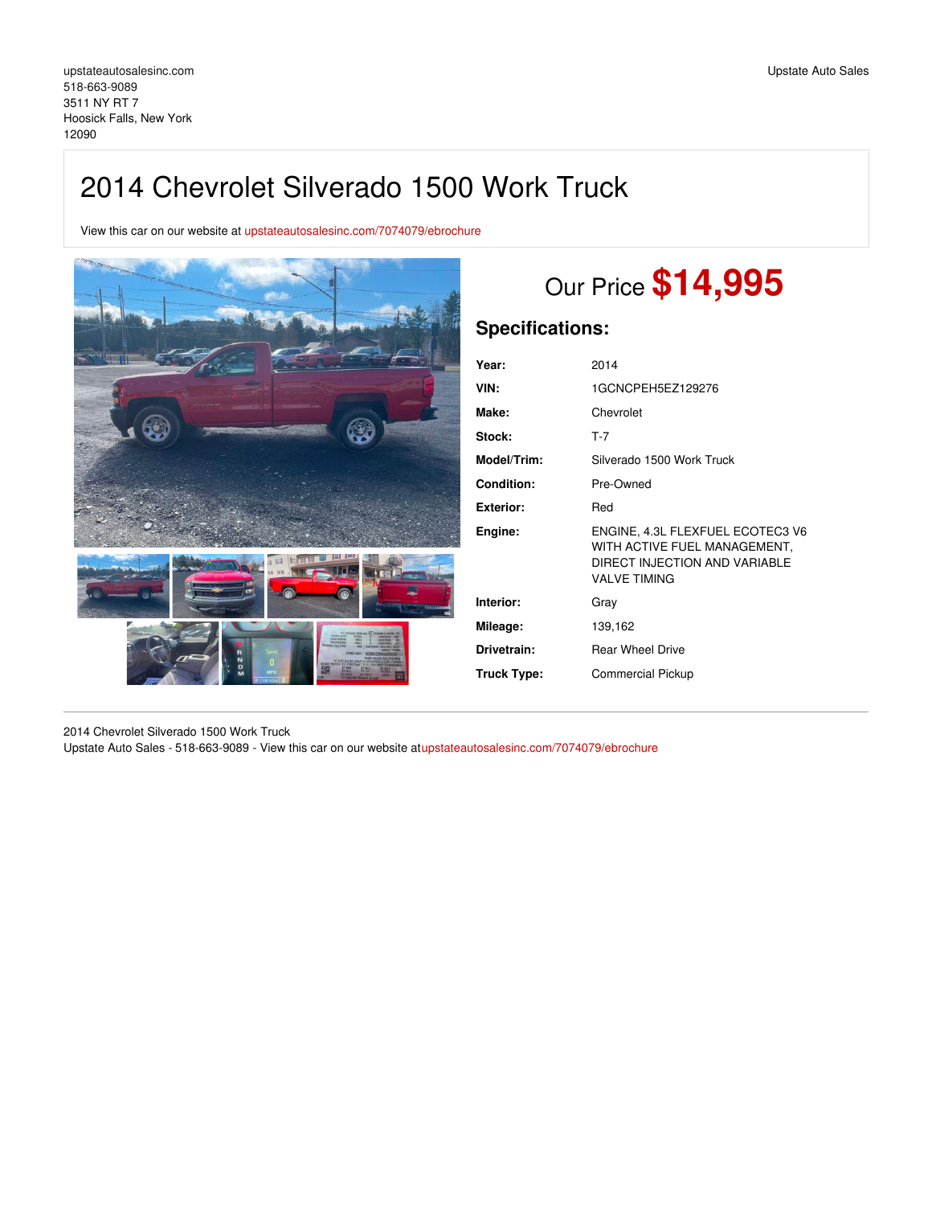upstateautosalesinc.com
518-663-9089
3511 NY RT 7
Hoosick Falls, New York
12090

Upstate Auto Sales

# 2014 Chevrolet Silverado 1500 Work Truck

View this car on our website at upstateautosalesinc.com/7074079/ebrochure

Our Price **$14,995**

## Specifications:

| | |
|---|---|
| **Year:** | 2014 |
| **VIN:** | 1GCNCPEH5EZ129276 |
| **Make:** | Chevrolet |
| **Stock:** | T-7 |
| **Model/Trim:** | Silverado 1500 Work Truck |
| **Condition:** | Pre-Owned |
| **Exterior:** | Red |
| **Engine:** | ENGINE, 4.3L FLEXFUEL ECOTEC3 V6 WITH ACTIVE FUEL MANAGEMENT, DIRECT INJECTION AND VARIABLE VALVE TIMING |
| **Interior:** | Gray |
| **Mileage:** | 139,162 |
| **Drivetrain:** | Rear Wheel Drive |
| **Truck Type:** | Commercial Pickup |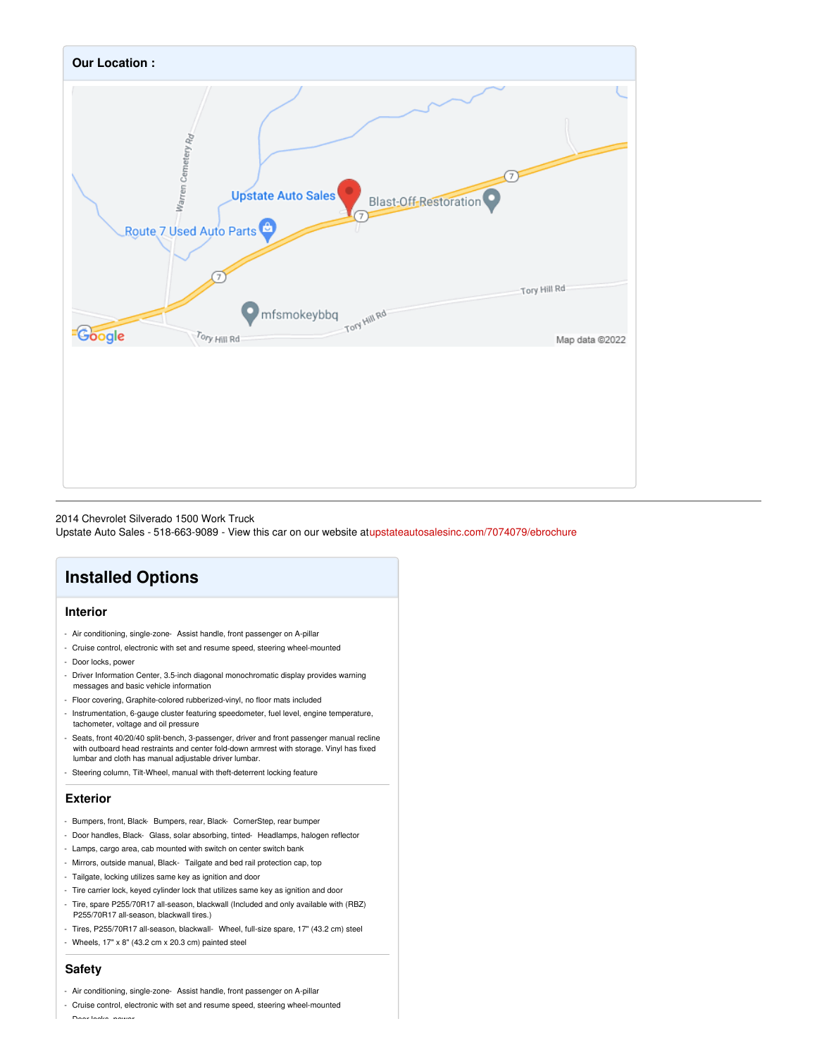## Our Location :

---

2014 Chevrolet Silverado 1500 Work Truck
Upstate Auto Sales - 518-663-9089 - View this car on our website at upstateautosalesinc.com/7074079/ebrochure

# Installed Options

### Interior

- Air conditioning, single-zone- Assist handle, front passenger on A-pillar
- Cruise control, electronic with set and resume speed, steering wheel-mounted
- Door locks, power
- Driver Information Center, 3.5-inch diagonal monochromatic display provides warning messages and basic vehicle information
- Floor covering, Graphite-colored rubberized-vinyl, no floor mats included
- Instrumentation, 6-gauge cluster featuring speedometer, fuel level, engine temperature, tachometer, voltage and oil pressure
- Seats, front 40/20/40 split-bench, 3-passenger, driver and front passenger manual recline with outboard head restraints and center fold-down armrest with storage. Vinyl has fixed lumbar and cloth has manual adjustable driver lumbar.
- Steering column, Tilt-Wheel, manual with theft-deterrent locking feature

### Exterior

- Bumpers, front, Black- Bumpers, rear, Black- CornerStep, rear bumper
- Door handles, Black- Glass, solar absorbing, tinted- Headlamps, halogen reflector
- Lamps, cargo area, cab mounted with switch on center switch bank
- Mirrors, outside manual, Black- Tailgate and bed rail protection cap, top
- Tailgate, locking utilizes same key as ignition and door
- Tire carrier lock, keyed cylinder lock that utilizes same key as ignition and door
- Tire, spare P255/70R17 all-season, blackwall (Included and only available with (RBZ) P255/70R17 all-season, blackwall tires.)
- Tires, P255/70R17 all-season, blackwall- Wheel, full-size spare, 17" (43.2 cm) steel
- Wheels, 17" x 8" (43.2 cm x 20.3 cm) painted steel

### Safety

- Air conditioning, single-zone- Assist handle, front passenger on A-pillar
- Cruise control, electronic with set and resume speed, steering wheel-mounted
- Door locks, power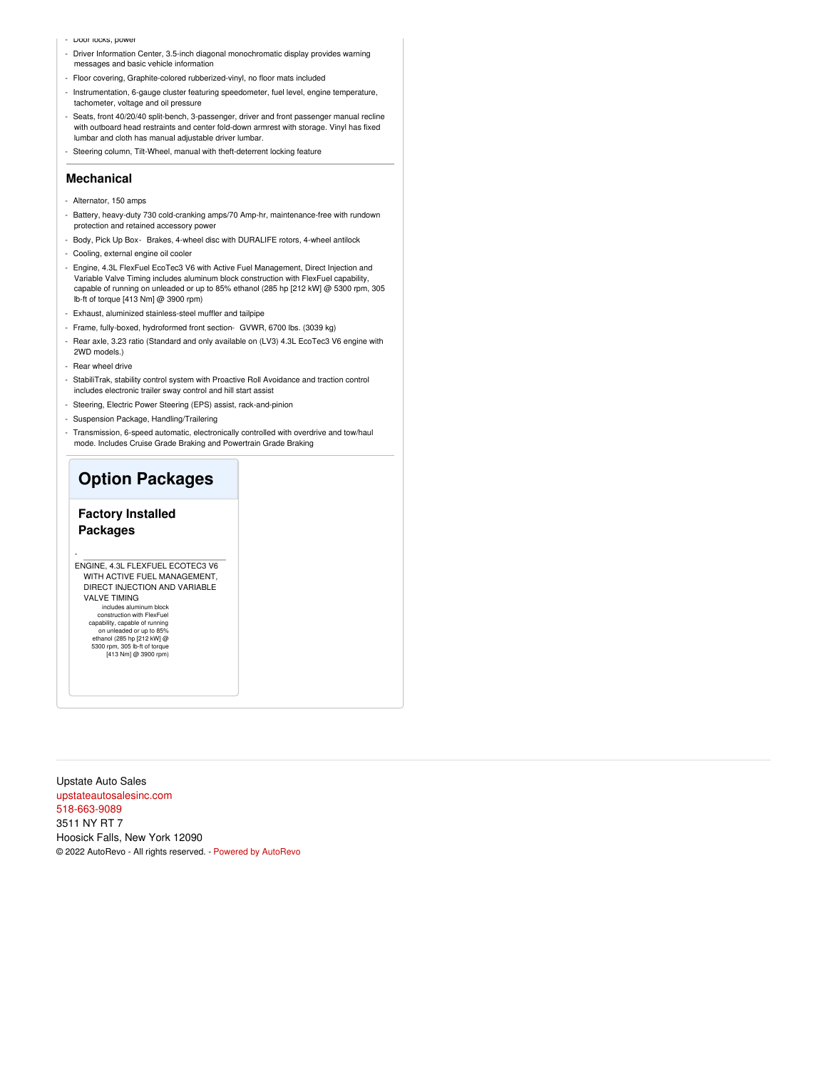- Door locks, power
- Driver Information Center, 3.5-inch diagonal monochromatic display provides warning messages and basic vehicle information
- Floor covering, Graphite-colored rubberized-vinyl, no floor mats included
- Instrumentation, 6-gauge cluster featuring speedometer, fuel level, engine temperature, tachometer, voltage and oil pressure
- Seats, front 40/20/40 split-bench, 3-passenger, driver and front passenger manual recline with outboard head restraints and center fold-down armrest with storage. Vinyl has fixed lumbar and cloth has manual adjustable driver lumbar.
- Steering column, Tilt-Wheel, manual with theft-deterrent locking feature

## Mechanical

- Alternator, 150 amps
- Battery, heavy-duty 730 cold-cranking amps/70 Amp-hr, maintenance-free with rundown protection and retained accessory power
- Body, Pick Up Box- Brakes, 4-wheel disc with DURALIFE rotors, 4-wheel antilock
- Cooling, external engine oil cooler
- Engine, 4.3L FlexFuel EcoTec3 V6 with Active Fuel Management, Direct Injection and Variable Valve Timing includes aluminum block construction with FlexFuel capability, capable of running on unleaded or up to 85% ethanol (285 hp [212 kW] @ 5300 rpm, 305 lb-ft of torque [413 Nm] @ 3900 rpm)
- Exhaust, aluminized stainless-steel muffler and tailpipe
- Frame, fully-boxed, hydroformed front section- GVWR, 6700 lbs. (3039 kg)
- Rear axle, 3.23 ratio (Standard and only available on (LV3) 4.3L EcoTec3 V6 engine with 2WD models.)
- Rear wheel drive
- StabiliTrak, stability control system with Proactive Roll Avoidance and traction control includes electronic trailer sway control and hill start assist
- Steering, Electric Power Steering (EPS) assist, rack-and-pinion
- Suspension Package, Handling/Trailering
- Transmission, 6-speed automatic, electronically controlled with overdrive and tow/haul mode. Includes Cruise Grade Braking and Powertrain Grade Braking

# Option Packages

### Factory Installed Packages

- ENGINE, 4.3L FLEXFUEL ECOTEC3 V6 WITH ACTIVE FUEL MANAGEMENT, DIRECT INJECTION AND VARIABLE VALVE TIMING

  includes aluminum block construction with FlexFuel capability, capable of running on unleaded or up to 85% ethanol (285 hp [212 kW] @ 5300 rpm, 305 lb-ft of torque [413 Nm] @ 3900 rpm)

Upstate Auto Sales
upstateautosalesinc.com
518-663-9089
3511 NY RT 7
Hoosick Falls, New York 12090
© 2022 AutoRevo - All rights reserved. - Powered by AutoRevo